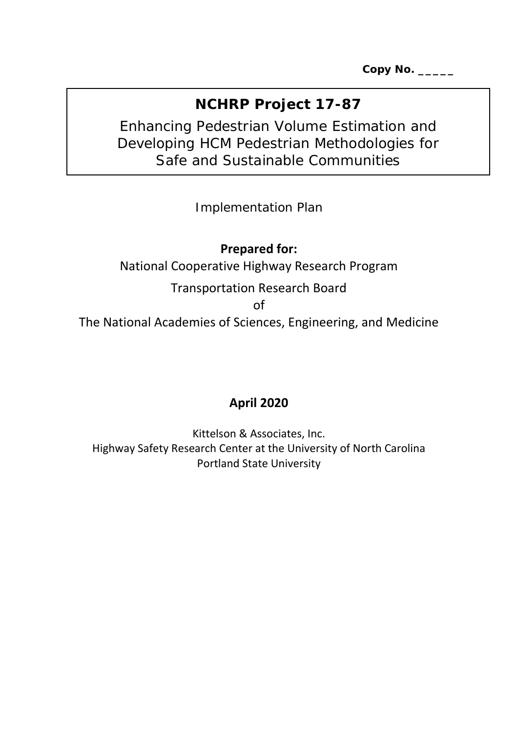**Copy No. _____**

# NCHRP Project 17-87

Enhancing Pedestrian Volume Estimation and Developing HCM Pedestrian Methodologies for Safe and Sustainable Communities

Implementation Plan

**Prepared for:**

National Cooperative Highway Research Program

Transportation Research Board

of

The National Academies of Sciences, Engineering, and Medicine

**April 2020**

Kittelson & Associates, Inc.
Highway Safety Research Center at the University of North Carolina
Portland State University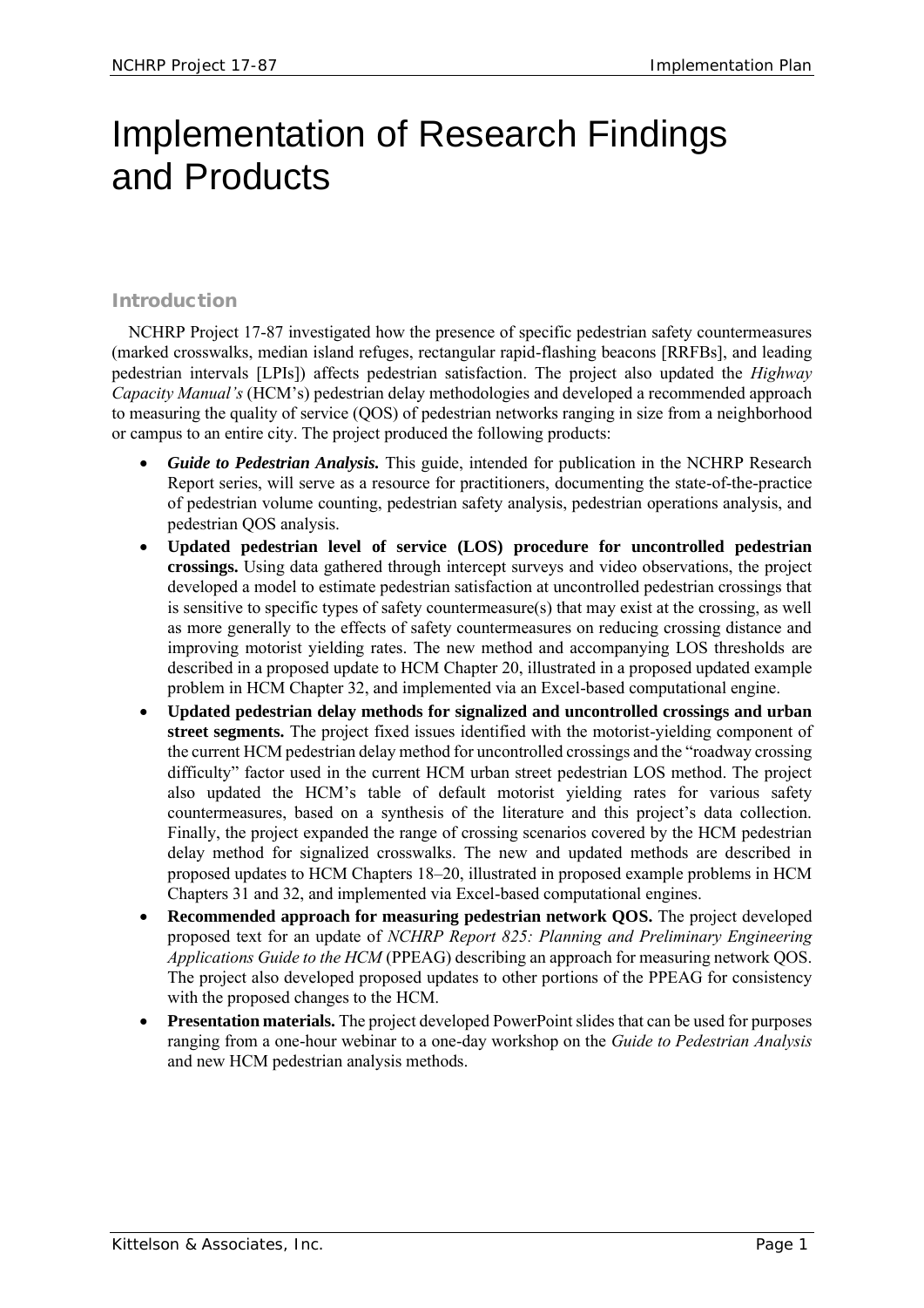# Implementation of Research Findings and Products

## Introduction

NCHRP Project 17-87 investigated how the presence of specific pedestrian safety countermeasures (marked crosswalks, median island refuges, rectangular rapid-flashing beacons [RRFBs], and leading pedestrian intervals [LPIs]) affects pedestrian satisfaction. The project also updated the *Highway Capacity Manual's* (HCM's) pedestrian delay methodologies and developed a recommended approach to measuring the quality of service (QOS) of pedestrian networks ranging in size from a neighborhood or campus to an entire city. The project produced the following products:

- ***Guide to Pedestrian Analysis.*** This guide, intended for publication in the NCHRP Research Report series, will serve as a resource for practitioners, documenting the state-of-the-practice of pedestrian volume counting, pedestrian safety analysis, pedestrian operations analysis, and pedestrian QOS analysis.
- **Updated pedestrian level of service (LOS) procedure for uncontrolled pedestrian crossings.** Using data gathered through intercept surveys and video observations, the project developed a model to estimate pedestrian satisfaction at uncontrolled pedestrian crossings that is sensitive to specific types of safety countermeasure(s) that may exist at the crossing, as well as more generally to the effects of safety countermeasures on reducing crossing distance and improving motorist yielding rates. The new method and accompanying LOS thresholds are described in a proposed update to HCM Chapter 20, illustrated in a proposed updated example problem in HCM Chapter 32, and implemented via an Excel-based computational engine.
- **Updated pedestrian delay methods for signalized and uncontrolled crossings and urban street segments.** The project fixed issues identified with the motorist-yielding component of the current HCM pedestrian delay method for uncontrolled crossings and the "roadway crossing difficulty" factor used in the current HCM urban street pedestrian LOS method. The project also updated the HCM's table of default motorist yielding rates for various safety countermeasures, based on a synthesis of the literature and this project's data collection. Finally, the project expanded the range of crossing scenarios covered by the HCM pedestrian delay method for signalized crosswalks. The new and updated methods are described in proposed updates to HCM Chapters 18–20, illustrated in proposed example problems in HCM Chapters 31 and 32, and implemented via Excel-based computational engines.
- **Recommended approach for measuring pedestrian network QOS.** The project developed proposed text for an update of *NCHRP Report 825: Planning and Preliminary Engineering Applications Guide to the HCM* (PPEAG) describing an approach for measuring network QOS. The project also developed proposed updates to other portions of the PPEAG for consistency with the proposed changes to the HCM.
- **Presentation materials.** The project developed PowerPoint slides that can be used for purposes ranging from a one-hour webinar to a one-day workshop on the *Guide to Pedestrian Analysis* and new HCM pedestrian analysis methods.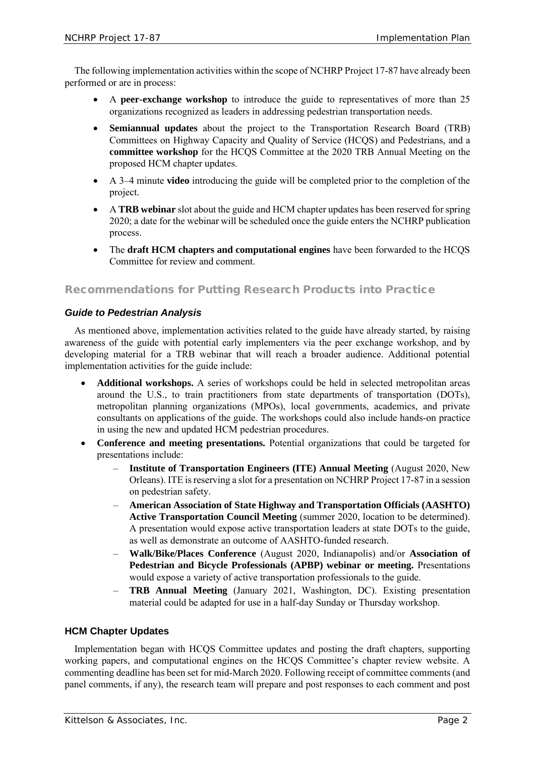The following implementation activities within the scope of NCHRP Project 17-87 have already been performed or are in process:

- A **peer-exchange workshop** to introduce the guide to representatives of more than 25 organizations recognized as leaders in addressing pedestrian transportation needs.
- **Semiannual updates** about the project to the Transportation Research Board (TRB) Committees on Highway Capacity and Quality of Service (HCQS) and Pedestrians, and a **committee workshop** for the HCQS Committee at the 2020 TRB Annual Meeting on the proposed HCM chapter updates.
- A 3–4 minute **video** introducing the guide will be completed prior to the completion of the project.
- A **TRB webinar** slot about the guide and HCM chapter updates has been reserved for spring 2020; a date for the webinar will be scheduled once the guide enters the NCHRP publication process.
- The **draft HCM chapters and computational engines** have been forwarded to the HCQS Committee for review and comment.

## Recommendations for Putting Research Products into Practice

### *Guide to Pedestrian Analysis*

As mentioned above, implementation activities related to the guide have already started, by raising awareness of the guide with potential early implementers via the peer exchange workshop, and by developing material for a TRB webinar that will reach a broader audience. Additional potential implementation activities for the guide include:

- **Additional workshops.** A series of workshops could be held in selected metropolitan areas around the U.S., to train practitioners from state departments of transportation (DOTs), metropolitan planning organizations (MPOs), local governments, academics, and private consultants on applications of the guide. The workshops could also include hands-on practice in using the new and updated HCM pedestrian procedures.
- **Conference and meeting presentations.** Potential organizations that could be targeted for presentations include:
  - **Institute of Transportation Engineers (ITE) Annual Meeting** (August 2020, New Orleans). ITE is reserving a slot for a presentation on NCHRP Project 17-87 in a session on pedestrian safety.
  - **American Association of State Highway and Transportation Officials (AASHTO) Active Transportation Council Meeting** (summer 2020, location to be determined). A presentation would expose active transportation leaders at state DOTs to the guide, as well as demonstrate an outcome of AASHTO-funded research.
  - **Walk/Bike/Places Conference** (August 2020, Indianapolis) and/or **Association of Pedestrian and Bicycle Professionals (APBP) webinar or meeting.** Presentations would expose a variety of active transportation professionals to the guide.
  - **TRB Annual Meeting** (January 2021, Washington, DC). Existing presentation material could be adapted for use in a half-day Sunday or Thursday workshop.

### HCM Chapter Updates

Implementation began with HCQS Committee updates and posting the draft chapters, supporting working papers, and computational engines on the HCQS Committee's chapter review website. A commenting deadline has been set for mid-March 2020. Following receipt of committee comments (and panel comments, if any), the research team will prepare and post responses to each comment and post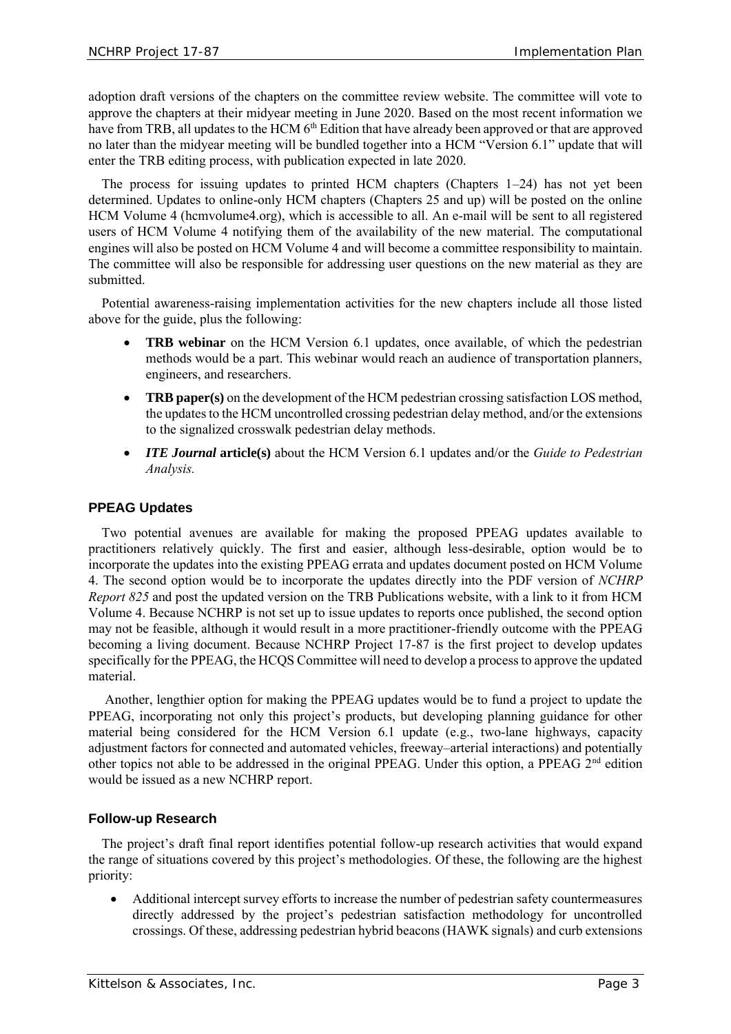adoption draft versions of the chapters on the committee review website. The committee will vote to approve the chapters at their midyear meeting in June 2020. Based on the most recent information we have from TRB, all updates to the HCM 6th Edition that have already been approved or that are approved no later than the midyear meeting will be bundled together into a HCM "Version 6.1" update that will enter the TRB editing process, with publication expected in late 2020.

The process for issuing updates to printed HCM chapters (Chapters 1–24) has not yet been determined. Updates to online-only HCM chapters (Chapters 25 and up) will be posted on the online HCM Volume 4 (hcmvolume4.org), which is accessible to all. An e-mail will be sent to all registered users of HCM Volume 4 notifying them of the availability of the new material. The computational engines will also be posted on HCM Volume 4 and will become a committee responsibility to maintain. The committee will also be responsible for addressing user questions on the new material as they are submitted.

Potential awareness-raising implementation activities for the new chapters include all those listed above for the guide, plus the following:

- **TRB webinar** on the HCM Version 6.1 updates, once available, of which the pedestrian methods would be a part. This webinar would reach an audience of transportation planners, engineers, and researchers.
- **TRB paper(s)** on the development of the HCM pedestrian crossing satisfaction LOS method, the updates to the HCM uncontrolled crossing pedestrian delay method, and/or the extensions to the signalized crosswalk pedestrian delay methods.
- ***ITE Journal* article(s)** about the HCM Version 6.1 updates and/or the *Guide to Pedestrian Analysis.*

### PPEAG Updates

Two potential avenues are available for making the proposed PPEAG updates available to practitioners relatively quickly. The first and easier, although less-desirable, option would be to incorporate the updates into the existing PPEAG errata and updates document posted on HCM Volume 4. The second option would be to incorporate the updates directly into the PDF version of *NCHRP Report 825* and post the updated version on the TRB Publications website, with a link to it from HCM Volume 4. Because NCHRP is not set up to issue updates to reports once published, the second option may not be feasible, although it would result in a more practitioner-friendly outcome with the PPEAG becoming a living document. Because NCHRP Project 17-87 is the first project to develop updates specifically for the PPEAG, the HCQS Committee will need to develop a process to approve the updated material.

Another, lengthier option for making the PPEAG updates would be to fund a project to update the PPEAG, incorporating not only this project's products, but developing planning guidance for other material being considered for the HCM Version 6.1 update (e.g., two-lane highways, capacity adjustment factors for connected and automated vehicles, freeway–arterial interactions) and potentially other topics not able to be addressed in the original PPEAG. Under this option, a PPEAG 2nd edition would be issued as a new NCHRP report.

### Follow-up Research

The project's draft final report identifies potential follow-up research activities that would expand the range of situations covered by this project's methodologies. Of these, the following are the highest priority:

- Additional intercept survey efforts to increase the number of pedestrian safety countermeasures directly addressed by the project's pedestrian satisfaction methodology for uncontrolled crossings. Of these, addressing pedestrian hybrid beacons (HAWK signals) and curb extensions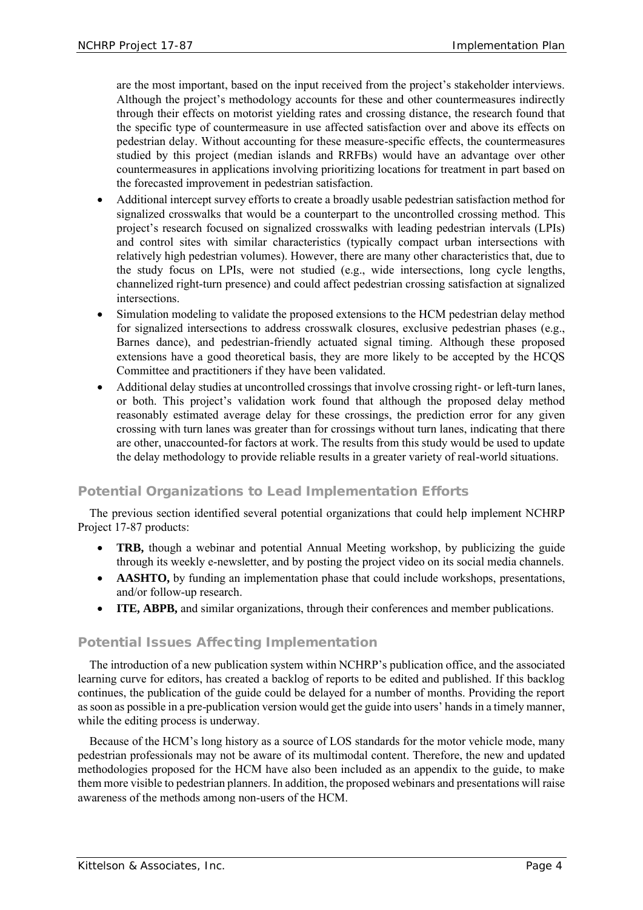are the most important, based on the input received from the project's stakeholder interviews. Although the project's methodology accounts for these and other countermeasures indirectly through their effects on motorist yielding rates and crossing distance, the research found that the specific type of countermeasure in use affected satisfaction over and above its effects on pedestrian delay. Without accounting for these measure-specific effects, the countermeasures studied by this project (median islands and RRFBs) would have an advantage over other countermeasures in applications involving prioritizing locations for treatment in part based on the forecasted improvement in pedestrian satisfaction.

- Additional intercept survey efforts to create a broadly usable pedestrian satisfaction method for signalized crosswalks that would be a counterpart to the uncontrolled crossing method. This project's research focused on signalized crosswalks with leading pedestrian intervals (LPIs) and control sites with similar characteristics (typically compact urban intersections with relatively high pedestrian volumes). However, there are many other characteristics that, due to the study focus on LPIs, were not studied (e.g., wide intersections, long cycle lengths, channelized right-turn presence) and could affect pedestrian crossing satisfaction at signalized intersections.
- Simulation modeling to validate the proposed extensions to the HCM pedestrian delay method for signalized intersections to address crosswalk closures, exclusive pedestrian phases (e.g., Barnes dance), and pedestrian-friendly actuated signal timing. Although these proposed extensions have a good theoretical basis, they are more likely to be accepted by the HCQS Committee and practitioners if they have been validated.
- Additional delay studies at uncontrolled crossings that involve crossing right- or left-turn lanes, or both. This project's validation work found that although the proposed delay method reasonably estimated average delay for these crossings, the prediction error for any given crossing with turn lanes was greater than for crossings without turn lanes, indicating that there are other, unaccounted-for factors at work. The results from this study would be used to update the delay methodology to provide reliable results in a greater variety of real-world situations.

## Potential Organizations to Lead Implementation Efforts

The previous section identified several potential organizations that could help implement NCHRP Project 17-87 products:

- **TRB,** though a webinar and potential Annual Meeting workshop, by publicizing the guide through its weekly e-newsletter, and by posting the project video on its social media channels.
- **AASHTO,** by funding an implementation phase that could include workshops, presentations, and/or follow-up research.
- **ITE, ABPB,** and similar organizations, through their conferences and member publications.

## Potential Issues Affecting Implementation

The introduction of a new publication system within NCHRP's publication office, and the associated learning curve for editors, has created a backlog of reports to be edited and published. If this backlog continues, the publication of the guide could be delayed for a number of months. Providing the report as soon as possible in a pre-publication version would get the guide into users' hands in a timely manner, while the editing process is underway.

Because of the HCM's long history as a source of LOS standards for the motor vehicle mode, many pedestrian professionals may not be aware of its multimodal content. Therefore, the new and updated methodologies proposed for the HCM have also been included as an appendix to the guide, to make them more visible to pedestrian planners. In addition, the proposed webinars and presentations will raise awareness of the methods among non-users of the HCM.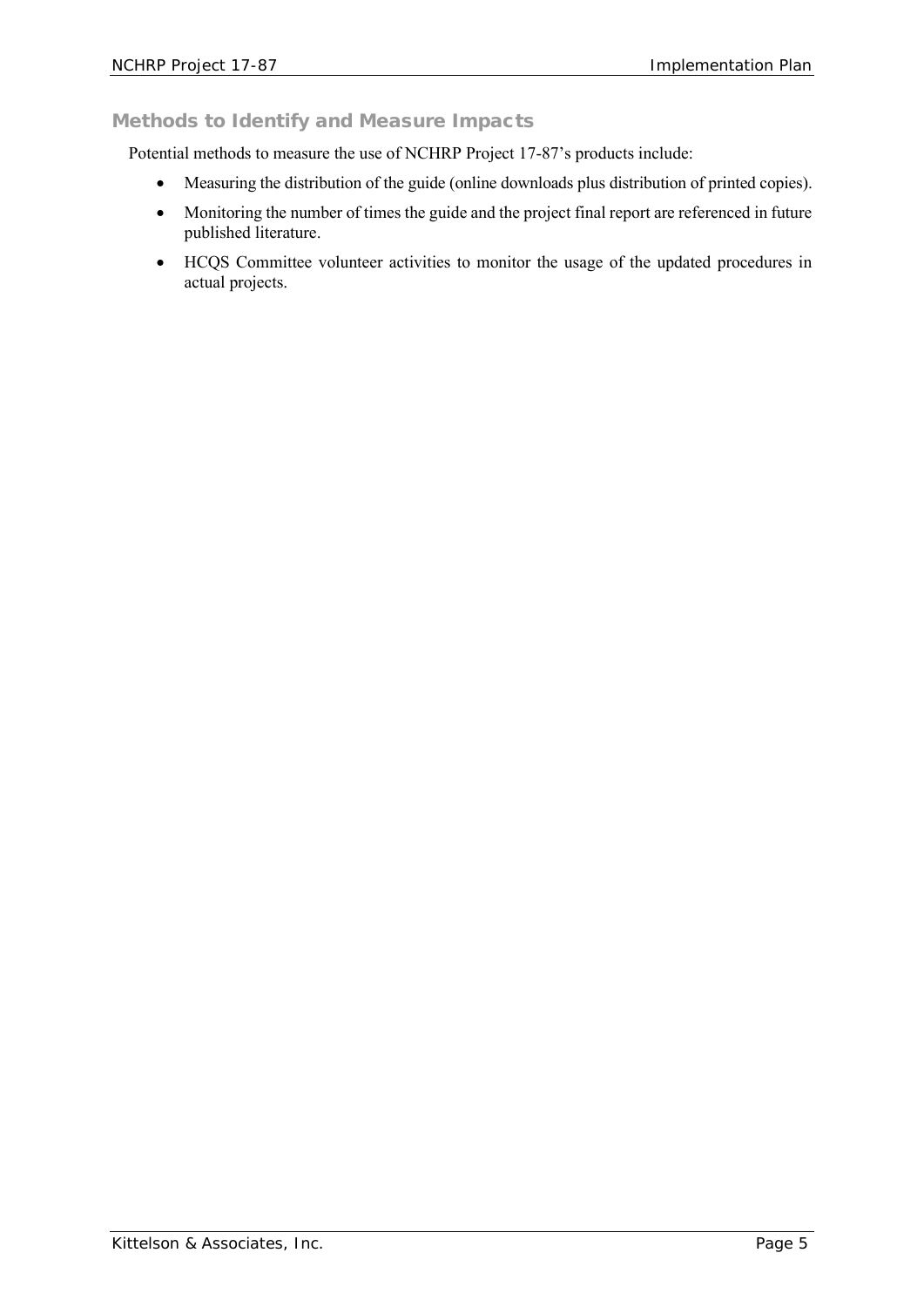## Methods to Identify and Measure Impacts

Potential methods to measure the use of NCHRP Project 17-87's products include:

- Measuring the distribution of the guide (online downloads plus distribution of printed copies).
- Monitoring the number of times the guide and the project final report are referenced in future published literature.
- HCQS Committee volunteer activities to monitor the usage of the updated procedures in actual projects.